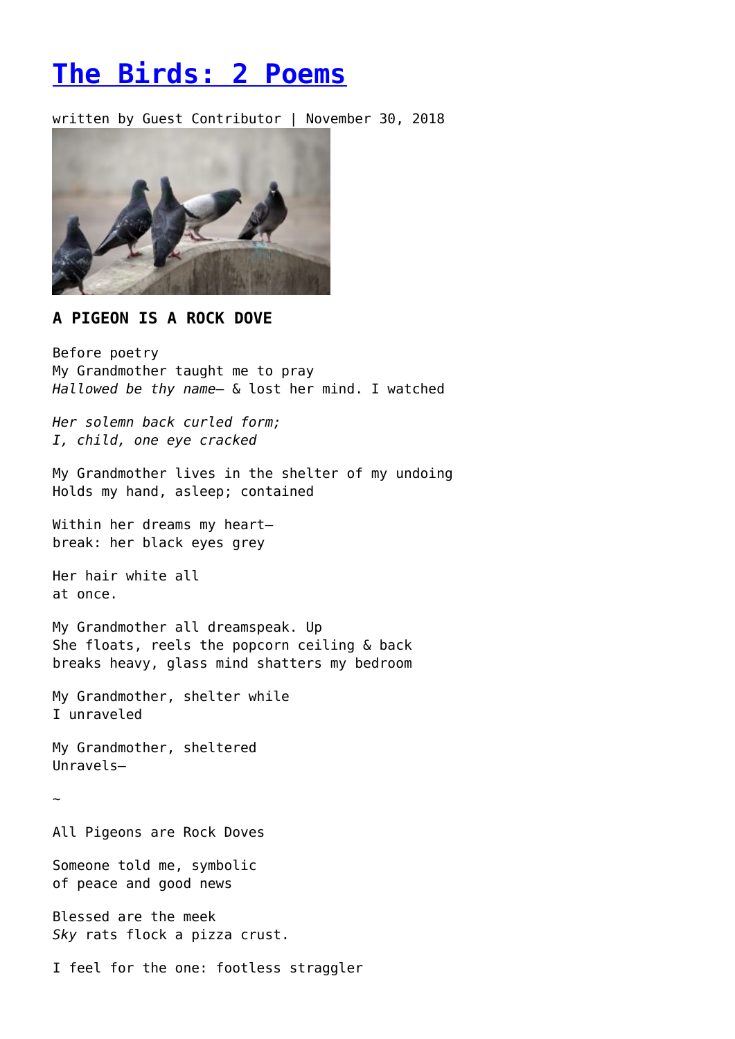# The Birds: 2 Poems

written by Guest Contributor | November 30, 2018

### A PIGEON IS A ROCK DOVE

Before poetry
My Grandmother taught me to pray
*Hallowed be thy name*– & lost her mind. I watched

*Her solemn back curled form;*
*I, child, one eye cracked*

My Grandmother lives in the shelter of my undoing
Holds my hand, asleep; contained

Within her dreams my heart–
break: her black eyes grey

Her hair white all
at once.

My Grandmother all dreamspeak. Up
She floats, reels the popcorn ceiling & back
breaks heavy, glass mind shatters my bedroom

My Grandmother, shelter while
I unraveled

My Grandmother, sheltered
Unravels–

~

All Pigeons are Rock Doves

Someone told me, symbolic
of peace and good news

Blessed are the meek
*Sky* rats flock a pizza crust.

I feel for the one: footless straggler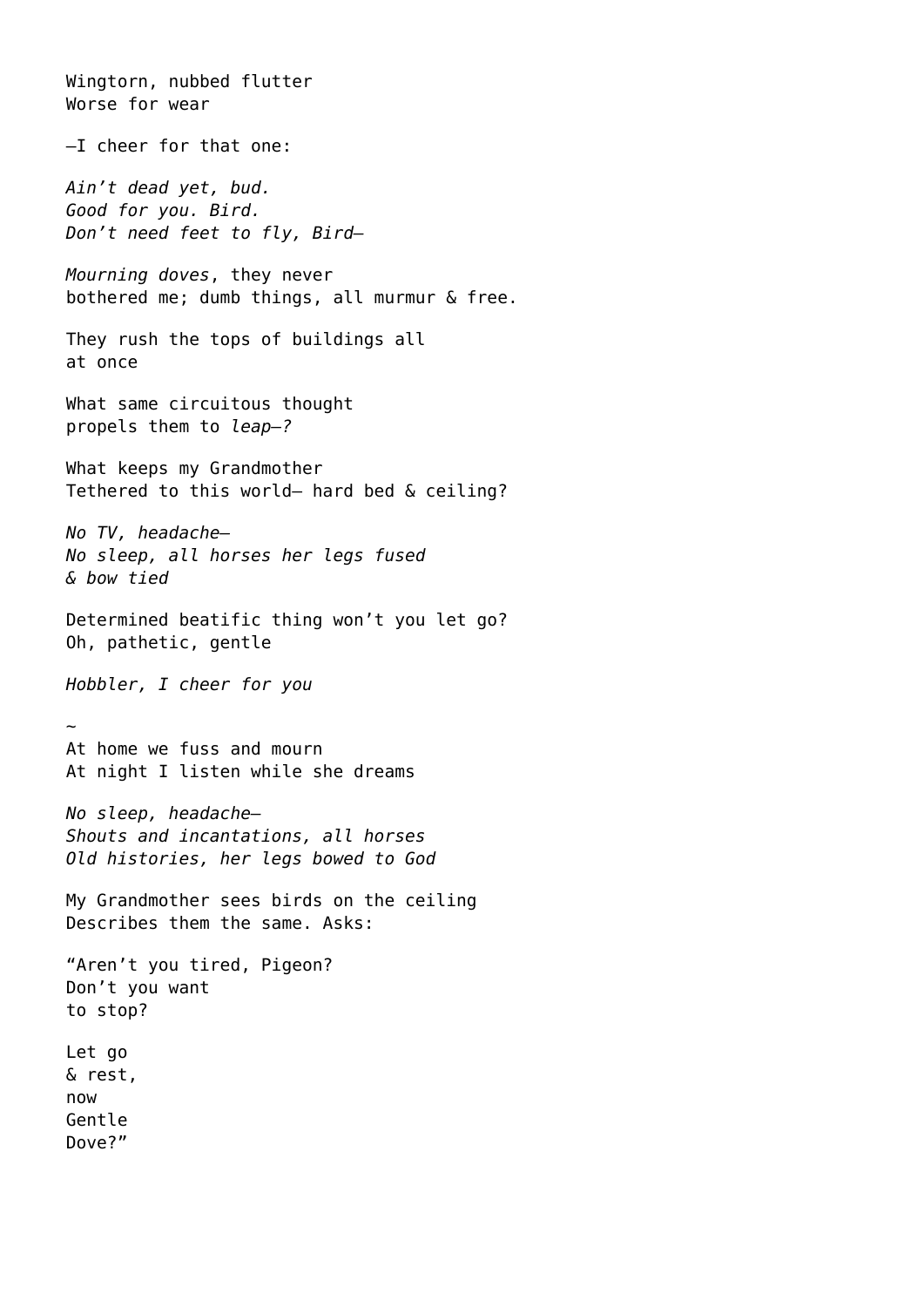Wingtorn, nubbed flutter
Worse for wear

—I cheer for that one:

*Ain't dead yet, bud.*
*Good for you. Bird.*
*Don't need feet to fly, Bird—*

*Mourning doves*, they never
bothered me; dumb things, all murmur & free.

They rush the tops of buildings all
at once

What same circuitous thought
propels them to *leap—?*

What keeps my Grandmother
Tethered to this world— hard bed & ceiling?

*No TV, headache—*
*No sleep, all horses her legs fused*
*& bow tied*

Determined beatific thing won't you let go?
Oh, pathetic, gentle

*Hobbler, I cheer for you*

~
At home we fuss and mourn
At night I listen while she dreams

*No sleep, headache—*
*Shouts and incantations, all horses*
*Old histories, her legs bowed to God*

My Grandmother sees birds on the ceiling
Describes them the same. Asks:

"Aren't you tired, Pigeon?
Don't you want
to stop?

Let go
& rest,
now
Gentle
Dove?"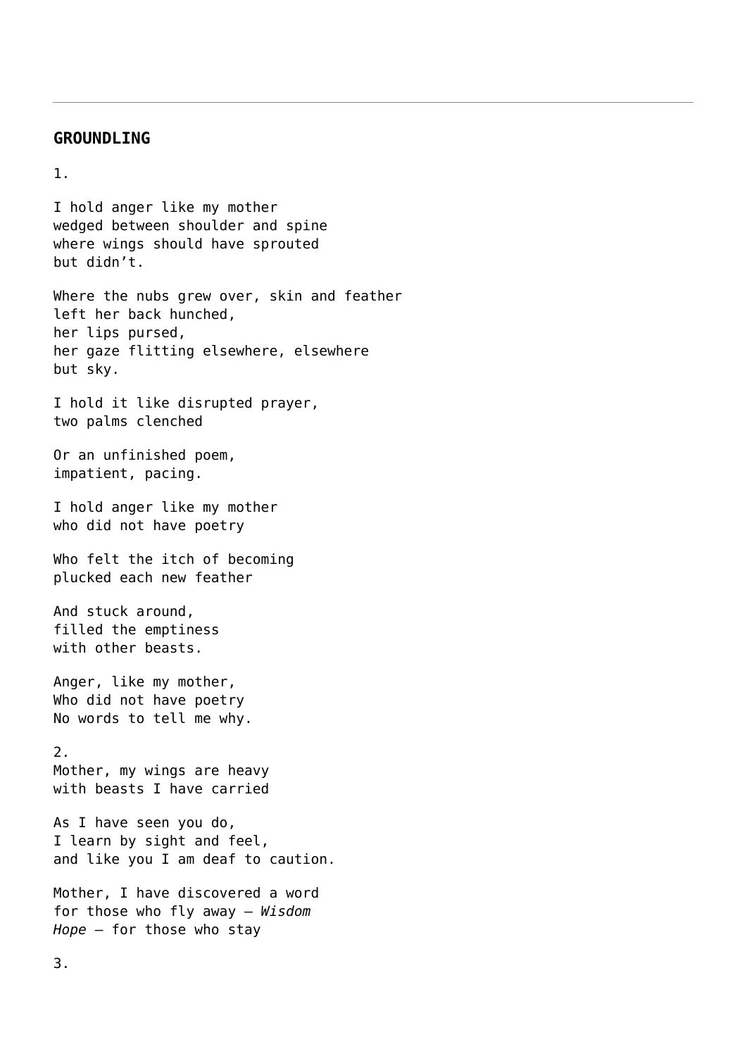---

**GROUNDLING**

1.

I hold anger like my mother  
wedged between shoulder and spine  
where wings should have sprouted  
but didn’t.

Where the nubs grew over, skin and feather  
left her back hunched,  
her lips pursed,  
her gaze flitting elsewhere, elsewhere  
but sky.

I hold it like disrupted prayer,  
two palms clenched

Or an unfinished poem,  
impatient, pacing.

I hold anger like my mother  
who did not have poetry

Who felt the itch of becoming  
plucked each new feather

And stuck around,  
filled the emptiness  
with other beasts.

Anger, like my mother,  
Who did not have poetry  
No words to tell me why.

2.  
Mother, my wings are heavy  
with beasts I have carried

As I have seen you do,  
I learn by sight and feel,  
and like you I am deaf to caution.

Mother, I have discovered a word  
for those who fly away – *Wisdom*  
*Hope* – for those who stay

3.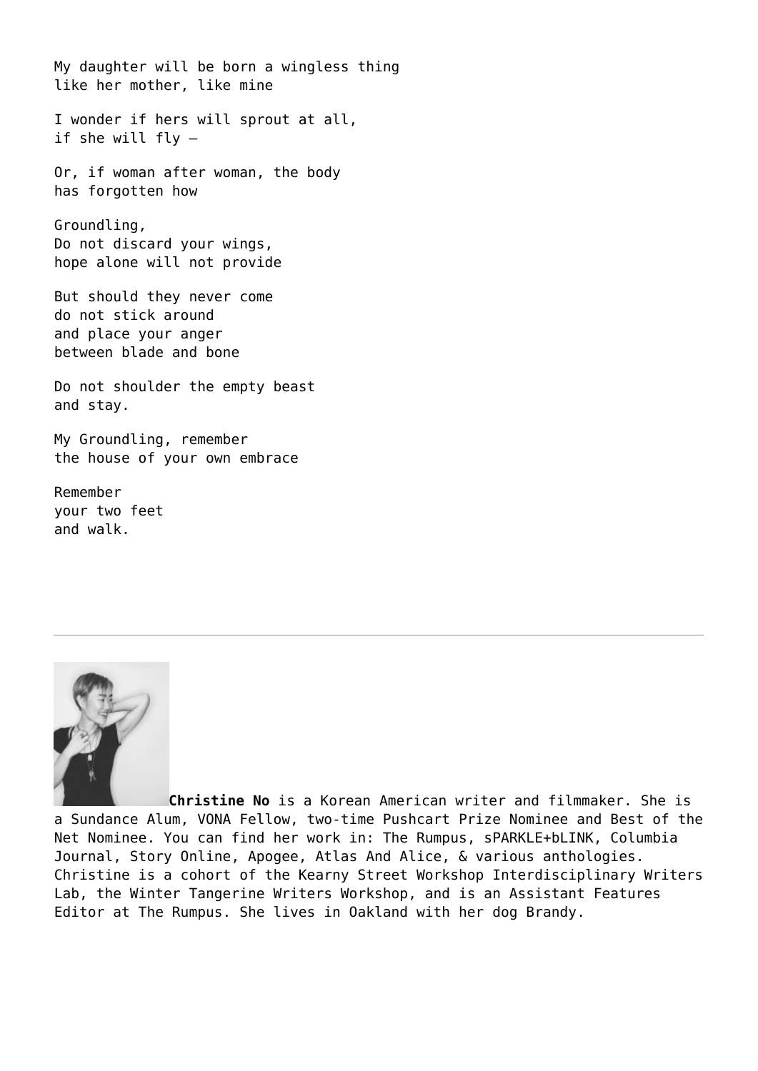My daughter will be born a wingless thing  
like her mother, like mine

I wonder if hers will sprout at all,  
if she will fly –

Or, if woman after woman, the body  
has forgotten how

Groundling,  
Do not discard your wings,  
hope alone will not provide

But should they never come  
do not stick around  
and place your anger  
between blade and bone

Do not shoulder the empty beast  
and stay.

My Groundling, remember  
the house of your own embrace

Remember  
your two feet  
and walk.

---

**Christine No** is a Korean American writer and filmmaker. She is a Sundance Alum, VONA Fellow, two-time Pushcart Prize Nominee and Best of the Net Nominee. You can find her work in: The Rumpus, sPARKLE+bLINK, Columbia Journal, Story Online, Apogee, Atlas And Alice, & various anthologies. Christine is a cohort of the Kearny Street Workshop Interdisciplinary Writers Lab, the Winter Tangerine Writers Workshop, and is an Assistant Features Editor at The Rumpus. She lives in Oakland with her dog Brandy.